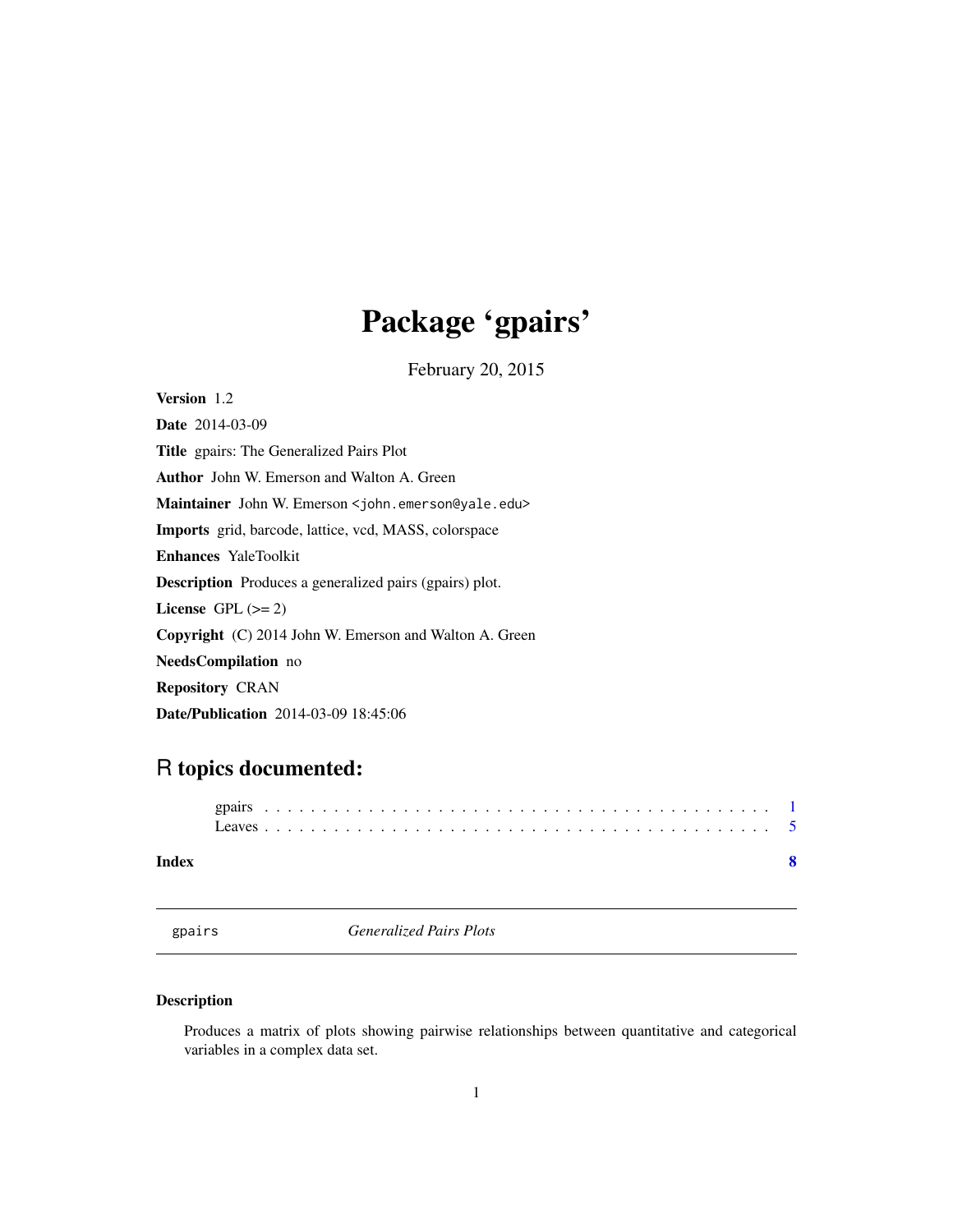# Package 'gpairs'

February 20, 2015

**Version** 1.2

**Date** 2014-03-09

**Title** gpairs: The Generalized Pairs Plot

**Author** John W. Emerson and Walton A. Green

**Maintainer** John W. Emerson <john.emerson@yale.edu>

**Imports** grid, barcode, lattice, vcd, MASS, colorspace

**Enhances** YaleToolkit

**Description** Produces a generalized pairs (gpairs) plot.

**License** GPL (>= 2)

**Copyright** (C) 2014 John W. Emerson and Walton A. Green

**NeedsCompilation** no

**Repository** CRAN

**Date/Publication** 2014-03-09 18:45:06

## R topics documented:

gpairs . . . . . . . . . . . . . . . . . . . . . . . . . . . . . . . . . . . . . . . . . . 1
Leaves . . . . . . . . . . . . . . . . . . . . . . . . . . . . . . . . . . . . . . . . . . 5

**Index** **8**

---

gpairs *Generalized Pairs Plots*

---

### Description

Produces a matrix of plots showing pairwise relationships between quantitative and categorical variables in a complex data set.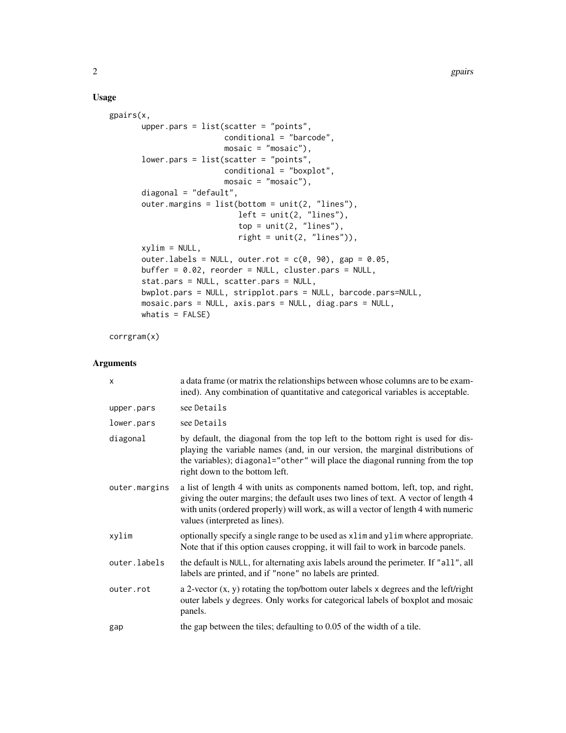## Usage

```
gpairs(x,
       upper.pars = list(scatter = "points",
                         conditional = "barcode",
                         mosaic = "mosaic"),
       lower.pars = list(scatter = "points",
                         conditional = "boxplot",
                         mosaic = "mosaic"),
       diagonal = "default",
       outer.margins = list(bottom = unit(2, "lines"),
                            left = unit(2, "lines"),
                            top = unit(2, "lines"),
                            right = unit(2, "lines")),
       xylim = NULL,
       outer.labels = NULL, outer.rot = c(0, 90), gap = 0.05,
       buffer = 0.02, reorder = NULL, cluster.pars = NULL,
       stat.pars = NULL, scatter.pars = NULL,
       bwplot.pars = NULL, stripplot.pars = NULL, barcode.pars=NULL,
       mosaic.pars = NULL, axis.pars = NULL, diag.pars = NULL,
       whatis = FALSE)

corrgram(x)
```

## Arguments

| | |
|---|---|
| `x` | a data frame (or matrix the relationships between whose columns are to be examined). Any combination of quantitative and categorical variables is acceptable. |
| `upper.pars` | see `Details` |
| `lower.pars` | see `Details` |
| `diagonal` | by default, the diagonal from the top left to the bottom right is used for displaying the variable names (and, in our version, the marginal distributions of the variables); `diagonal="other"` will place the diagonal running from the top right down to the bottom left. |
| `outer.margins` | a list of length 4 with units as components named bottom, left, top, and right, giving the outer margins; the default uses two lines of text. A vector of length 4 with units (ordered properly) will work, as will a vector of length 4 with numeric values (interpreted as lines). |
| `xylim` | optionally specify a single range to be used as `xlim` and `ylim` where appropriate. Note that if this option causes cropping, it will fail to work in barcode panels. |
| `outer.labels` | the default is `NULL`, for alternating axis labels around the perimeter. If `"all"`, all labels are printed, and if `"none"` no labels are printed. |
| `outer.rot` | a 2-vector (x, y) rotating the top/bottom outer labels `x` degrees and the left/right outer labels `y` degrees. Only works for categorical labels of boxplot and mosaic panels. |
| `gap` | the gap between the tiles; defaulting to 0.05 of the width of a tile. |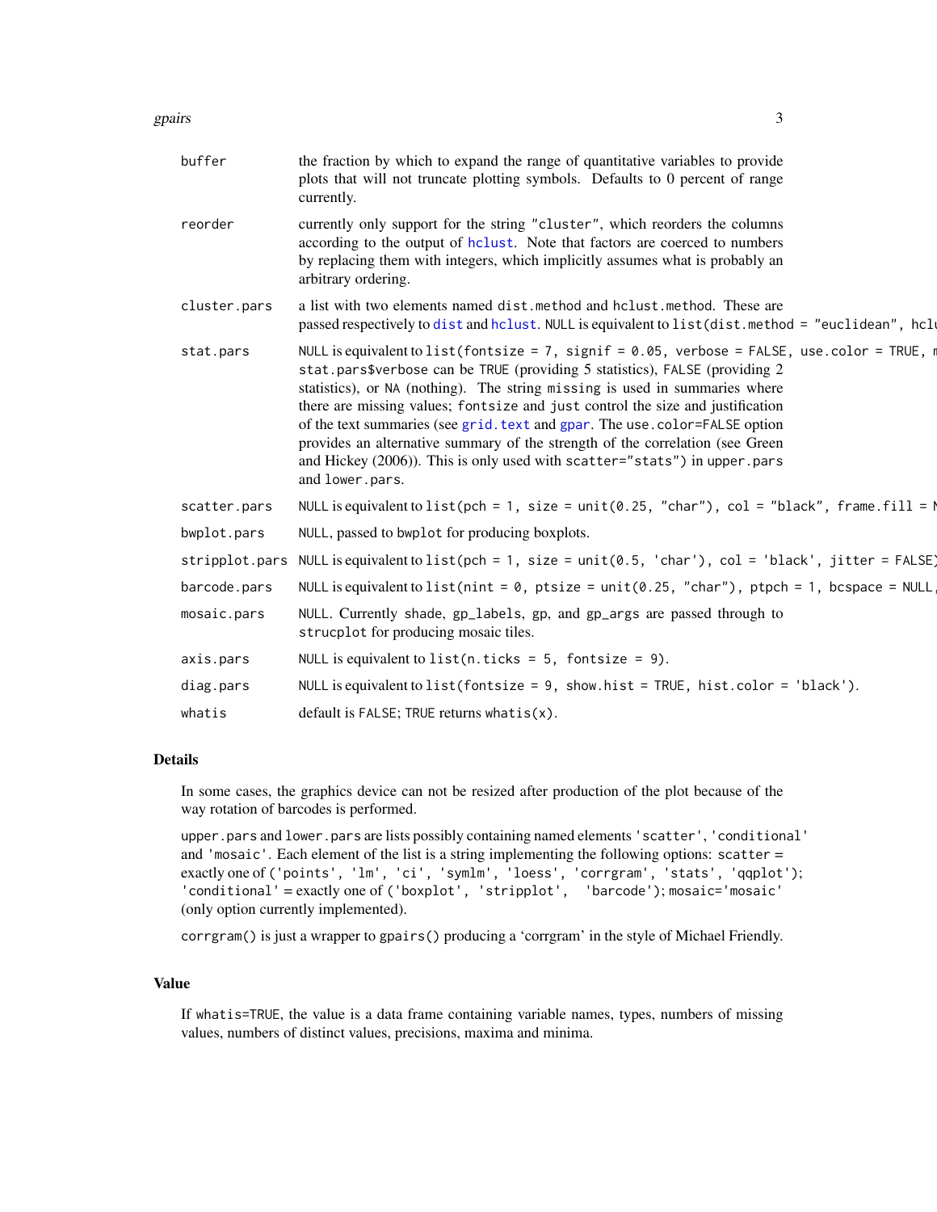buffer
: the fraction by which to expand the range of quantitative variables to provide plots that will not truncate plotting symbols. Defaults to 0 percent of range currently.

reorder
: currently only support for the string "cluster", which reorders the columns according to the output of `hclust`. Note that factors are coerced to numbers by replacing them with integers, which implicitly assumes what is probably an arbitrary ordering.

cluster.pars
: a list with two elements named `dist.method` and `hclust.method`. These are passed respectively to `dist` and `hclust`. `NULL` is equivalent to `list(dist.method = "euclidean", hcl`

stat.pars
: `NULL` is equivalent to `list(fontsize = 7, signif = 0.05, verbose = FALSE, use.color = TRUE, m` `stat.pars$verbose` can be `TRUE` (providing 5 statistics), `FALSE` (providing 2 statistics), or `NA` (nothing). The string `missing` is used in summaries where there are missing values; `fontsize` and `just` control the size and justification of the text summaries (see `grid.text` and `gpar`. The `use.color=FALSE` option provides an alternative summary of the strength of the correlation (see Green and Hickey (2006)). This is only used with `scatter="stats"`) in `upper.pars` and `lower.pars`.

scatter.pars
: `NULL` is equivalent to `list(pch = 1, size = unit(0.25, "char"), col = "black", frame.fill = N`

bwplot.pars
: `NULL`, passed to `bwplot` for producing boxplots.

stripplot.pars
: `NULL` is equivalent to `list(pch = 1, size = unit(0.5, 'char'), col = 'black', jitter = FALSE)`

barcode.pars
: `NULL` is equivalent to `list(nint = 0, ptsize = unit(0.25, "char"), ptpch = 1, bcspace = NULL,`

mosaic.pars
: `NULL`. Currently shade, gp_labels, gp, and gp_args are passed through to `strucplot` for producing mosaic tiles.

axis.pars
: `NULL` is equivalent to `list(n.ticks = 5, fontsize = 9)`.

diag.pars
: `NULL` is equivalent to `list(fontsize = 9, show.hist = TRUE, hist.color = 'black')`.

whatis
: default is `FALSE`; `TRUE` returns `whatis(x)`.

## Details

In some cases, the graphics device can not be resized after production of the plot because of the way rotation of barcodes is performed.

`upper.pars` and `lower.pars` are lists possibly containing named elements `'scatter'`, `'conditional'` and `'mosaic'`. Each element of the list is a string implementing the following options: `scatter` = exactly one of (`'points'`, `'lm'`, `'ci'`, `'symlm'`, `'loess'`, `'corrgram'`, `'stats'`, `'qqplot'`); `'conditional'` = exactly one of (`'boxplot'`, `'stripplot'`, `'barcode'`); `mosaic='mosaic'` (only option currently implemented).

`corrgram()` is just a wrapper to `gpairs()` producing a 'corrgram' in the style of Michael Friendly.

## Value

If `whatis=TRUE`, the value is a data frame containing variable names, types, numbers of missing values, numbers of distinct values, precisions, maxima and minima.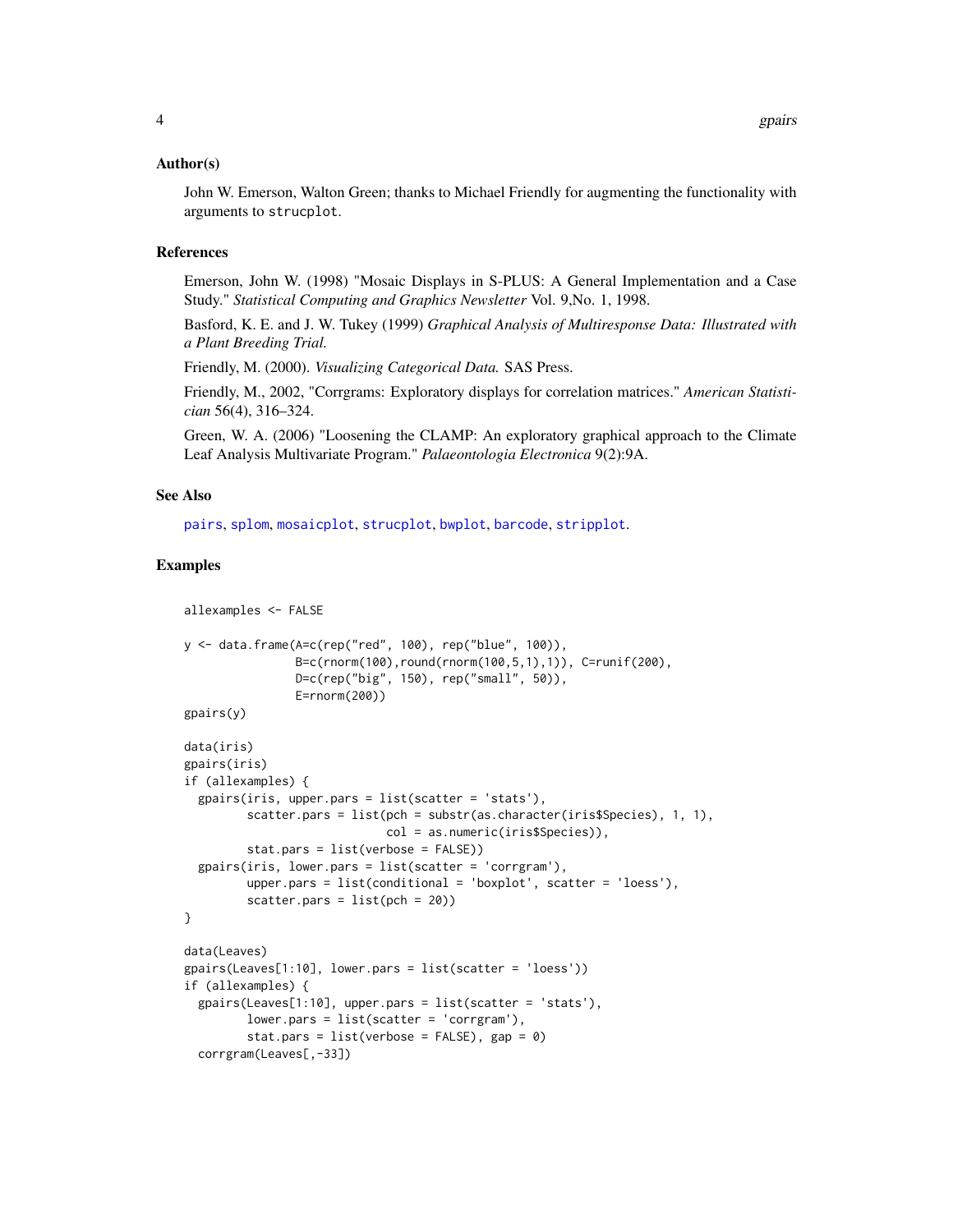## Author(s)

John W. Emerson, Walton Green; thanks to Michael Friendly for augmenting the functionality with arguments to `strucplot`.

## References

Emerson, John W. (1998) "Mosaic Displays in S-PLUS: A General Implementation and a Case Study." *Statistical Computing and Graphics Newsletter* Vol. 9,No. 1, 1998.

Basford, K. E. and J. W. Tukey (1999) *Graphical Analysis of Multiresponse Data: Illustrated with a Plant Breeding Trial.*

Friendly, M. (2000). *Visualizing Categorical Data.* SAS Press.

Friendly, M., 2002, "Corrgrams: Exploratory displays for correlation matrices." *American Statistician* 56(4), 316–324.

Green, W. A. (2006) "Loosening the CLAMP: An exploratory graphical approach to the Climate Leaf Analysis Multivariate Program." *Palaeontologia Electronica* 9(2):9A.

## See Also

`pairs`, `splom`, `mosaicplot`, `strucplot`, `bwplot`, `barcode`, `stripplot`.

## Examples

```
allexamples <- FALSE

y <- data.frame(A=c(rep("red", 100), rep("blue", 100)),
                B=c(rnorm(100),round(rnorm(100,5,1),1)), C=runif(200),
                D=c(rep("big", 150), rep("small", 50)),
                E=rnorm(200))
gpairs(y)

data(iris)
gpairs(iris)
if (allexamples) {
  gpairs(iris, upper.pars = list(scatter = 'stats'),
         scatter.pars = list(pch = substr(as.character(iris$Species), 1, 1),
                             col = as.numeric(iris$Species)),
         stat.pars = list(verbose = FALSE))
  gpairs(iris, lower.pars = list(scatter = 'corrgram'),
         upper.pars = list(conditional = 'boxplot', scatter = 'loess'),
         scatter.pars = list(pch = 20))
}

data(Leaves)
gpairs(Leaves[1:10], lower.pars = list(scatter = 'loess'))
if (allexamples) {
  gpairs(Leaves[1:10], upper.pars = list(scatter = 'stats'),
         lower.pars = list(scatter = 'corrgram'),
         stat.pars = list(verbose = FALSE), gap = 0)
  corrgram(Leaves[,-33])
```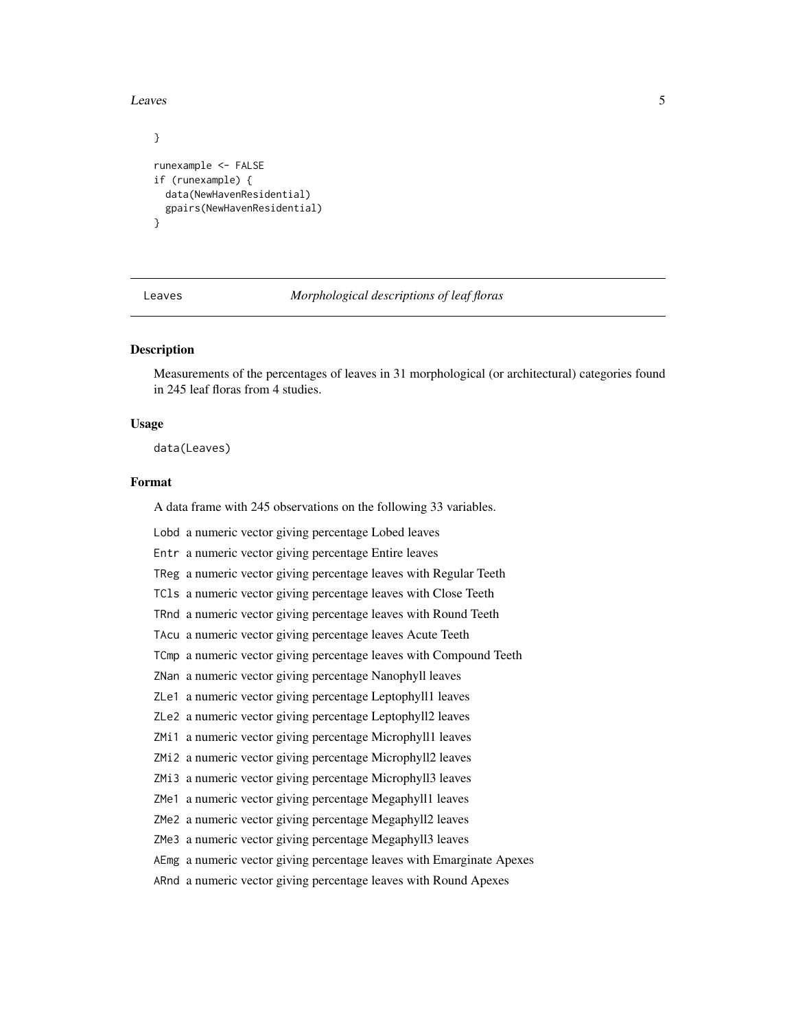```
}

runexample <- FALSE
if (runexample) {
  data(NewHavenResidential)
  gpairs(NewHavenResidential)
}
```

## Leaves *Morphological descriptions of leaf floras*

### Description

Measurements of the percentages of leaves in 31 morphological (or architectural) categories found in 245 leaf floras from 4 studies.

### Usage

```
data(Leaves)
```

### Format

A data frame with 245 observations on the following 33 variables.

- `Lobd` a numeric vector giving percentage Lobed leaves
- `Entr` a numeric vector giving percentage Entire leaves
- `TReg` a numeric vector giving percentage leaves with Regular Teeth
- `TCls` a numeric vector giving percentage leaves with Close Teeth
- `TRnd` a numeric vector giving percentage leaves with Round Teeth
- `TAcu` a numeric vector giving percentage leaves Acute Teeth
- `TCmp` a numeric vector giving percentage leaves with Compound Teeth
- `ZNan` a numeric vector giving percentage Nanophyll leaves
- `ZLe1` a numeric vector giving percentage Leptophyll1 leaves
- `ZLe2` a numeric vector giving percentage Leptophyll2 leaves
- `ZMi1` a numeric vector giving percentage Microphyll1 leaves
- `ZMi2` a numeric vector giving percentage Microphyll2 leaves
- `ZMi3` a numeric vector giving percentage Microphyll3 leaves
- `ZMe1` a numeric vector giving percentage Megaphyll1 leaves
- `ZMe2` a numeric vector giving percentage Megaphyll2 leaves
- `ZMe3` a numeric vector giving percentage Megaphyll3 leaves
- `AEmg` a numeric vector giving percentage leaves with Emarginate Apexes
- `ARnd` a numeric vector giving percentage leaves with Round Apexes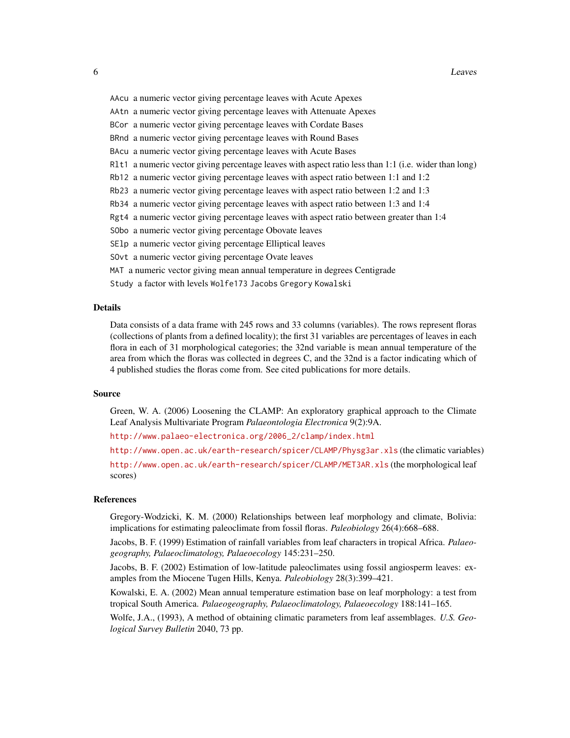AAcu a numeric vector giving percentage leaves with Acute Apexes

AAtn a numeric vector giving percentage leaves with Attenuate Apexes

BCor a numeric vector giving percentage leaves with Cordate Bases

BRnd a numeric vector giving percentage leaves with Round Bases

BAcu a numeric vector giving percentage leaves with Acute Bases

Rlt1 a numeric vector giving percentage leaves with aspect ratio less than 1:1 (i.e. wider than long)

Rb12 a numeric vector giving percentage leaves with aspect ratio between 1:1 and 1:2

Rb23 a numeric vector giving percentage leaves with aspect ratio between 1:2 and 1:3

Rb34 a numeric vector giving percentage leaves with aspect ratio between 1:3 and 1:4

Rgt4 a numeric vector giving percentage leaves with aspect ratio between greater than 1:4

SObo a numeric vector giving percentage Obovate leaves

SElp a numeric vector giving percentage Elliptical leaves

SOvt a numeric vector giving percentage Ovate leaves

MAT a numeric vector giving mean annual temperature in degrees Centigrade

Study a factor with levels Wolfe173 Jacobs Gregory Kowalski

## Details

Data consists of a data frame with 245 rows and 33 columns (variables). The rows represent floras (collections of plants from a defined locality); the first 31 variables are percentages of leaves in each flora in each of 31 morphological categories; the 32nd variable is mean annual temperature of the area from which the floras was collected in degrees C, and the 32nd is a factor indicating which of 4 published studies the floras come from. See cited publications for more details.

## Source

Green, W. A. (2006) Loosening the CLAMP: An exploratory graphical approach to the Climate Leaf Analysis Multivariate Program *Palaeontologia Electronica* 9(2):9A.

http://www.palaeo-electronica.org/2006_2/clamp/index.html

http://www.open.ac.uk/earth-research/spicer/CLAMP/Physg3ar.xls (the climatic variables)

http://www.open.ac.uk/earth-research/spicer/CLAMP/MET3AR.xls (the morphological leaf scores)

## References

Gregory-Wodzicki, K. M. (2000) Relationships between leaf morphology and climate, Bolivia: implications for estimating paleoclimate from fossil floras. *Paleobiology* 26(4):668–688.

Jacobs, B. F. (1999) Estimation of rainfall variables from leaf characters in tropical Africa. *Palaeogeography, Palaeoclimatology, Palaeoecology* 145:231–250.

Jacobs, B. F. (2002) Estimation of low-latitude paleoclimates using fossil angiosperm leaves: examples from the Miocene Tugen Hills, Kenya. *Paleobiology* 28(3):399–421.

Kowalski, E. A. (2002) Mean annual temperature estimation base on leaf morphology: a test from tropical South America. *Palaeogeography, Palaeoclimatology, Palaeoecology* 188:141–165.

Wolfe, J.A., (1993), A method of obtaining climatic parameters from leaf assemblages. *U.S. Geological Survey Bulletin* 2040, 73 pp.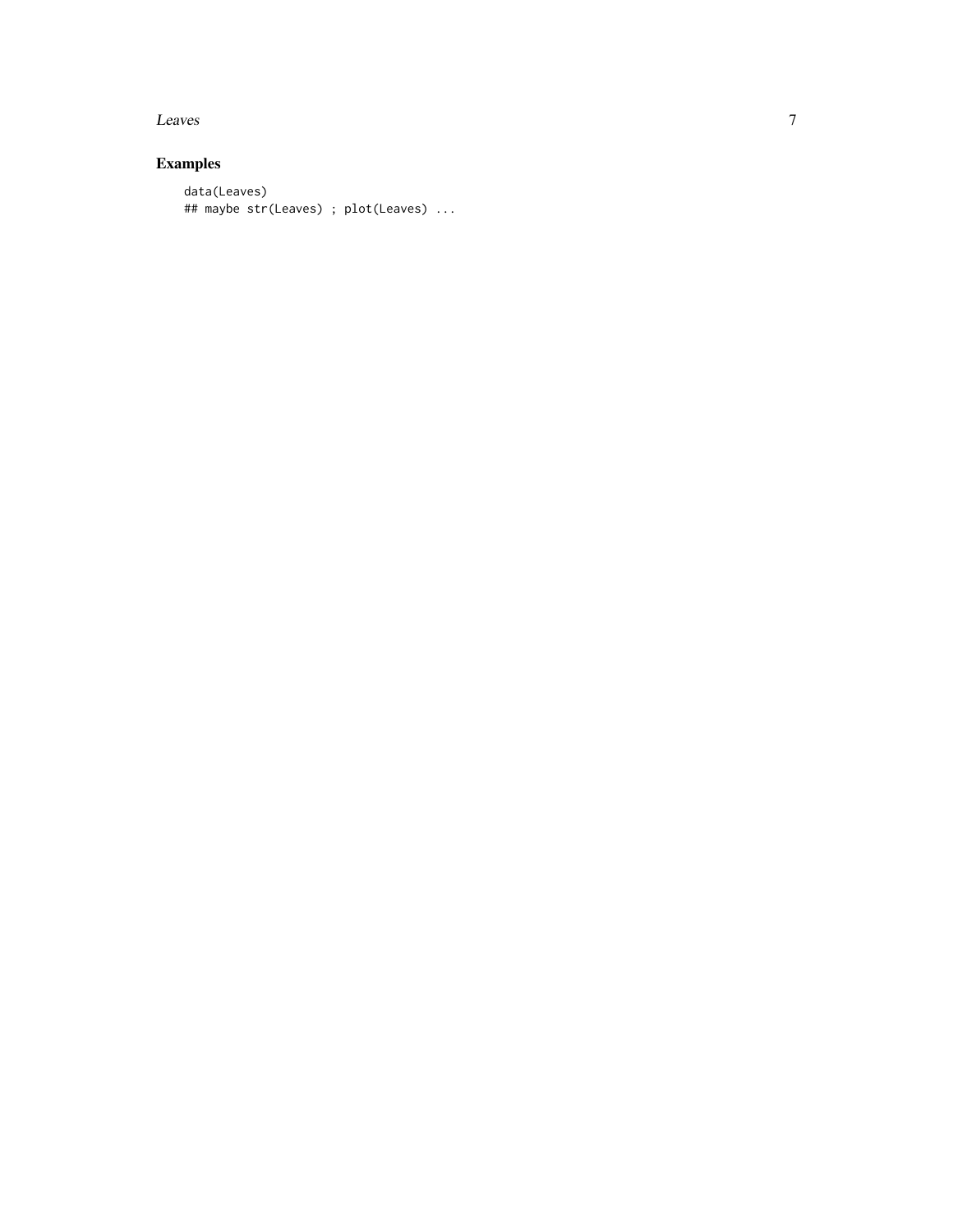## Examples

```
data(Leaves)
## maybe str(Leaves) ; plot(Leaves) ...
```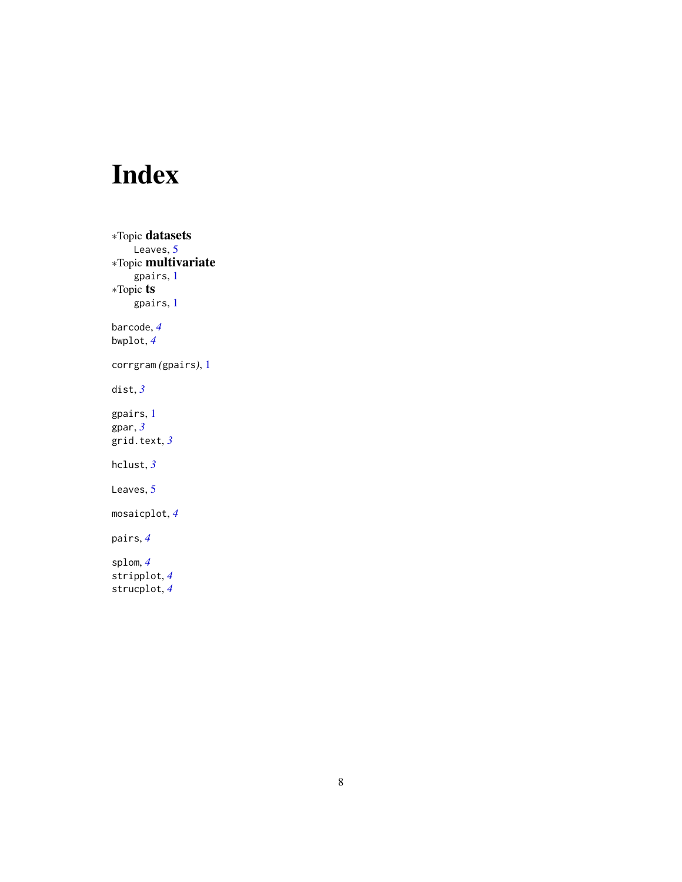# Index

*Topic **datasets**
    Leaves, 5
*Topic **multivariate**
    gpairs, 1
*Topic **ts**
    gpairs, 1

barcode, *4*
bwplot, *4*

corrgram *(*gpairs*)*, 1

dist, *3*

gpairs, 1
gpar, *3*
grid.text, *3*

hclust, *3*

Leaves, 5

mosaicplot, *4*

pairs, *4*

splom, *4*
stripplot, *4*
strucplot, *4*